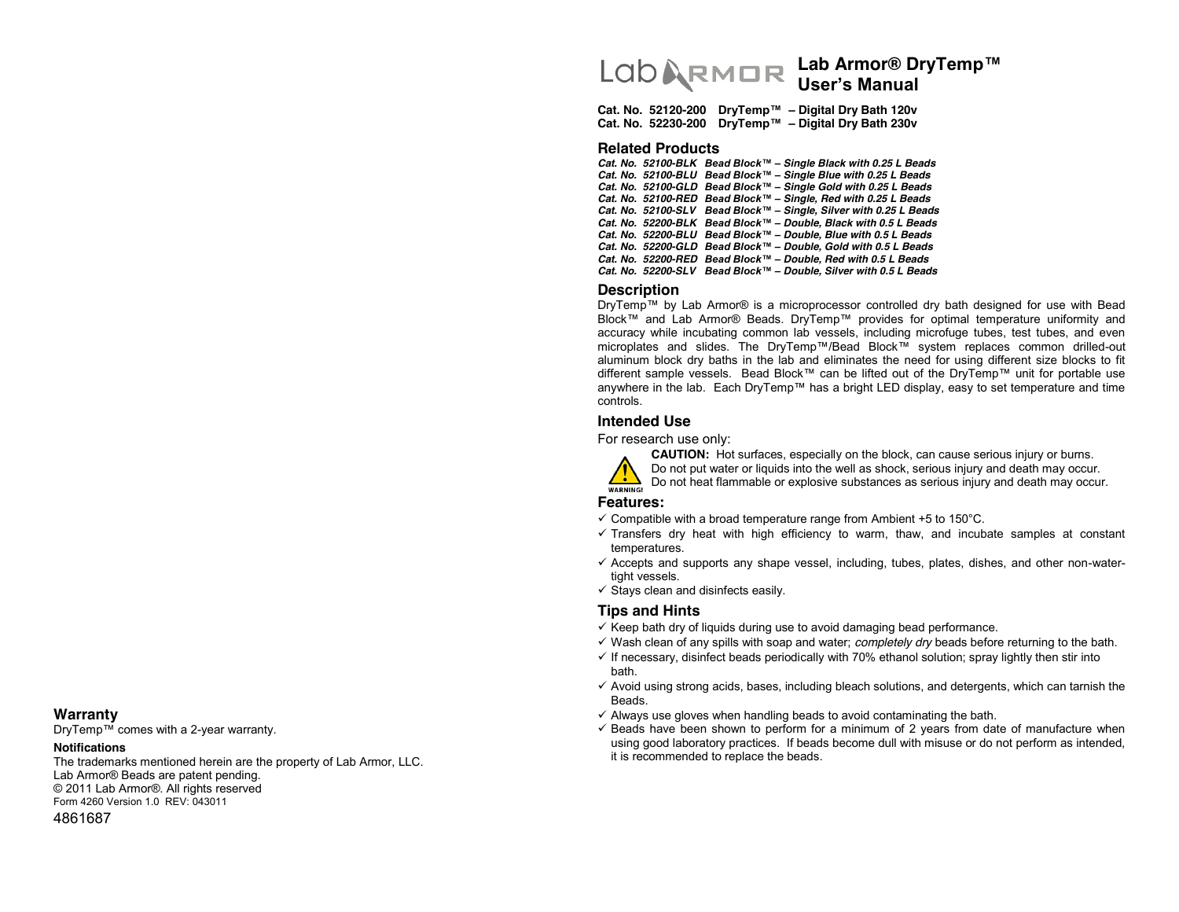# Lab Armor® DryTemp™ User's Manual

**Cat. No. 52120-200 DryTemp™ – Digital Dry Bath 120v**
**Cat. No. 52230-200 DryTemp™ – Digital Dry Bath 230v**

## Related Products

***Cat. No. 52100-BLK Bead Block™ – Single Black with 0.25 L Beads***
***Cat. No. 52100-BLU Bead Block™ – Single Blue with 0.25 L Beads***
***Cat. No. 52100-GLD Bead Block™ – Single Gold with 0.25 L Beads***
***Cat. No. 52100-RED Bead Block™ – Single, Red with 0.25 L Beads***
***Cat. No. 52100-SLV Bead Block™ – Single, Silver with 0.25 L Beads***
***Cat. No. 52200-BLK Bead Block™ – Double, Black with 0.5 L Beads***
***Cat. No. 52200-BLU Bead Block™ – Double, Blue with 0.5 L Beads***
***Cat. No. 52200-GLD Bead Block™ – Double, Gold with 0.5 L Beads***
***Cat. No. 52200-RED Bead Block™ – Double, Red with 0.5 L Beads***
***Cat. No. 52200-SLV Bead Block™ – Double, Silver with 0.5 L Beads***

## Description

DryTemp™ by Lab Armor® is a microprocessor controlled dry bath designed for use with Bead Block™ and Lab Armor® Beads. DryTemp™ provides for optimal temperature uniformity and accuracy while incubating common lab vessels, including microfuge tubes, test tubes, and even microplates and slides. The DryTemp™/Bead Block™ system replaces common drilled-out aluminum block dry baths in the lab and eliminates the need for using different size blocks to fit different sample vessels. Bead Block™ can be lifted out of the DryTemp™ unit for portable use anywhere in the lab. Each DryTemp™ has a bright LED display, easy to set temperature and time controls.

## Intended Use

For research use only:

WARNING!

**CAUTION:** Hot surfaces, especially on the block, can cause serious injury or burns.
Do not put water or liquids into the well as shock, serious injury and death may occur.
Do not heat flammable or explosive substances as serious injury and death may occur.

## Features:

- ✓ Compatible with a broad temperature range from Ambient +5 to 150°C.
- ✓ Transfers dry heat with high efficiency to warm, thaw, and incubate samples at constant temperatures.
- ✓ Accepts and supports any shape vessel, including, tubes, plates, dishes, and other non-water-tight vessels.
- ✓ Stays clean and disinfects easily.

## Tips and Hints

- ✓ Keep bath dry of liquids during use to avoid damaging bead performance.
- ✓ Wash clean of any spills with soap and water; *completely dry* beads before returning to the bath.
- ✓ If necessary, disinfect beads periodically with 70% ethanol solution; spray lightly then stir into bath.
- ✓ Avoid using strong acids, bases, including bleach solutions, and detergents, which can tarnish the Beads.
- ✓ Always use gloves when handling beads to avoid contaminating the bath.
- ✓ Beads have been shown to perform for a minimum of 2 years from date of manufacture when using good laboratory practices. If beads become dull with misuse or do not perform as intended, it is recommended to replace the beads.

## Warranty

DryTemp™ comes with a 2-year warranty.

### Notifications

The trademarks mentioned herein are the property of Lab Armor, LLC.
Lab Armor® Beads are patent pending.
© 2011 Lab Armor®. All rights reserved
Form 4260 Version 1.0 REV: 043011

4861687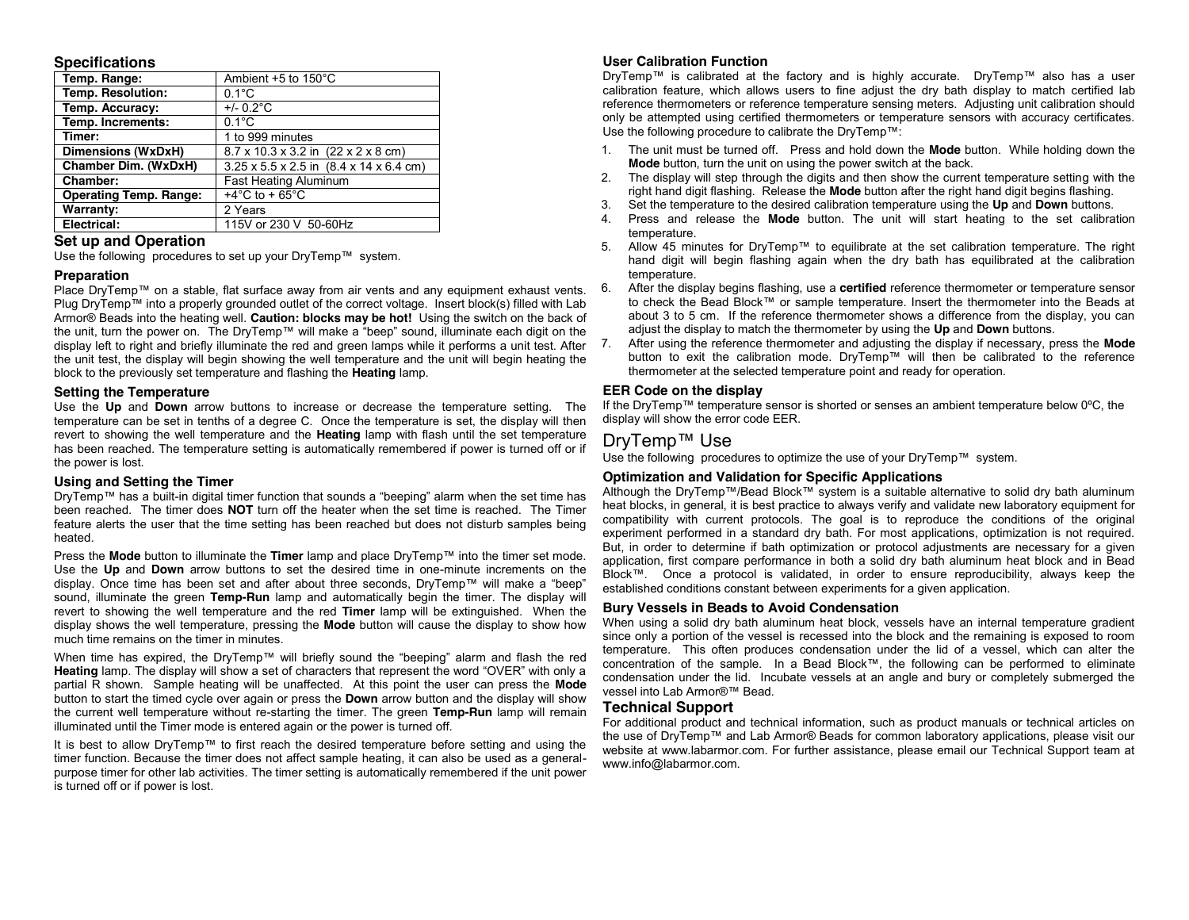## Specifications

| | |
|---|---|
| **Temp. Range:** | Ambient +5 to 150°C |
| **Temp. Resolution:** | 0.1°C |
| **Temp. Accuracy:** | +/- 0.2°C |
| **Temp. Increments:** | 0.1°C |
| **Timer:** | 1 to 999 minutes |
| **Dimensions (WxDxH)** | 8.7 x 10.3 x 3.2 in (22 x 2 x 8 cm) |
| **Chamber Dim. (WxDxH)** | 3.25 x 5.5 x 2.5 in (8.4 x 14 x 6.4 cm) |
| **Chamber:** | Fast Heating Aluminum |
| **Operating Temp. Range:** | +4°C to + 65°C |
| **Warranty:** | 2 Years |
| **Electrical:** | 115V or 230 V 50-60Hz |

## Set up and Operation

Use the following procedures to set up your DryTemp™ system.

### Preparation

Place DryTemp™ on a stable, flat surface away from air vents and any equipment exhaust vents. Plug DryTemp™ into a properly grounded outlet of the correct voltage. Insert block(s) filled with Lab Armor® Beads into the heating well. **Caution: blocks may be hot!** Using the switch on the back of the unit, turn the power on. The DryTemp™ will make a "beep" sound, illuminate each digit on the display left to right and briefly illuminate the red and green lamps while it performs a unit test. After the unit test, the display will begin showing the well temperature and the unit will begin heating the block to the previously set temperature and flashing the **Heating** lamp.

### Setting the Temperature

Use the **Up** and **Down** arrow buttons to increase or decrease the temperature setting. The temperature can be set in tenths of a degree C. Once the temperature is set, the display will then revert to showing the well temperature and the **Heating** lamp with flash until the set temperature has been reached. The temperature setting is automatically remembered if power is turned off or if the power is lost.

### Using and Setting the Timer

DryTemp™ has a built-in digital timer function that sounds a "beeping" alarm when the set time has been reached. The timer does **NOT** turn off the heater when the set time is reached. The Timer feature alerts the user that the time setting has been reached but does not disturb samples being heated.

Press the **Mode** button to illuminate the **Timer** lamp and place DryTemp™ into the timer set mode. Use the **Up** and **Down** arrow buttons to set the desired time in one-minute increments on the display. Once time has been set and after about three seconds, DryTemp™ will make a "beep" sound, illuminate the green **Temp-Run** lamp and automatically begin the timer. The display will revert to showing the well temperature and the red **Timer** lamp will be extinguished. When the display shows the well temperature, pressing the **Mode** button will cause the display to show how much time remains on the timer in minutes.

When time has expired, the DryTemp™ will briefly sound the "beeping" alarm and flash the red **Heating** lamp. The display will show a set of characters that represent the word "OVER" with only a partial R shown. Sample heating will be unaffected. At this point the user can press the **Mode** button to start the timed cycle over again or press the **Down** arrow button and the display will show the current well temperature without re-starting the timer. The green **Temp-Run** lamp will remain illuminated until the Timer mode is entered again or the power is turned off.

It is best to allow DryTemp™ to first reach the desired temperature before setting and using the timer function. Because the timer does not affect sample heating, it can also be used as a general-purpose timer for other lab activities. The timer setting is automatically remembered if the unit power is turned off or if power is lost.

### User Calibration Function

DryTemp™ is calibrated at the factory and is highly accurate. DryTemp™ also has a user calibration feature, which allows users to fine adjust the dry bath display to match certified lab reference thermometers or reference temperature sensing meters. Adjusting unit calibration should only be attempted using certified thermometers or temperature sensors with accuracy certificates. Use the following procedure to calibrate the DryTemp™:

1. The unit must be turned off. Press and hold down the **Mode** button. While holding down the **Mode** button, turn the unit on using the power switch at the back.
2. The display will step through the digits and then show the current temperature setting with the right hand digit flashing. Release the **Mode** button after the right hand digit begins flashing.
3. Set the temperature to the desired calibration temperature using the **Up** and **Down** buttons.
4. Press and release the **Mode** button. The unit will start heating to the set calibration temperature.
5. Allow 45 minutes for DryTemp™ to equilibrate at the set calibration temperature. The right hand digit will begin flashing again when the dry bath has equilibrated at the calibration temperature.
6. After the display begins flashing, use a **certified** reference thermometer or temperature sensor to check the Bead Block™ or sample temperature. Insert the thermometer into the Beads at about 3 to 5 cm. If the reference thermometer shows a difference from the display, you can adjust the display to match the thermometer by using the **Up** and **Down** buttons.
7. After using the reference thermometer and adjusting the display if necessary, press the **Mode** button to exit the calibration mode. DryTemp™ will then be calibrated to the reference thermometer at the selected temperature point and ready for operation.

### EER Code on the display

If the DryTemp™ temperature sensor is shorted or senses an ambient temperature below 0ºC, the display will show the error code EER.

## DryTemp™ Use

Use the following procedures to optimize the use of your DryTemp™ system.

### Optimization and Validation for Specific Applications

Although the DryTemp™/Bead Block™ system is a suitable alternative to solid dry bath aluminum heat blocks, in general, it is best practice to always verify and validate new laboratory equipment for compatibility with current protocols. The goal is to reproduce the conditions of the original experiment performed in a standard dry bath. For most applications, optimization is not required. But, in order to determine if bath optimization or protocol adjustments are necessary for a given application, first compare performance in both a solid dry bath aluminum heat block and in Bead Block™. Once a protocol is validated, in order to ensure reproducibility, always keep the established conditions constant between experiments for a given application.

### Bury Vessels in Beads to Avoid Condensation

When using a solid dry bath aluminum heat block, vessels have an internal temperature gradient since only a portion of the vessel is recessed into the block and the remaining is exposed to room temperature. This often produces condensation under the lid of a vessel, which can alter the concentration of the sample. In a Bead Block™, the following can be performed to eliminate condensation under the lid. Incubate vessels at an angle and bury or completely submerged the vessel into Lab Armor®™ Bead.

## Technical Support

For additional product and technical information, such as product manuals or technical articles on the use of DryTemp™ and Lab Armor® Beads for common laboratory applications, please visit our website at www.labarmor.com. For further assistance, please email our Technical Support team at www.info@labarmor.com.